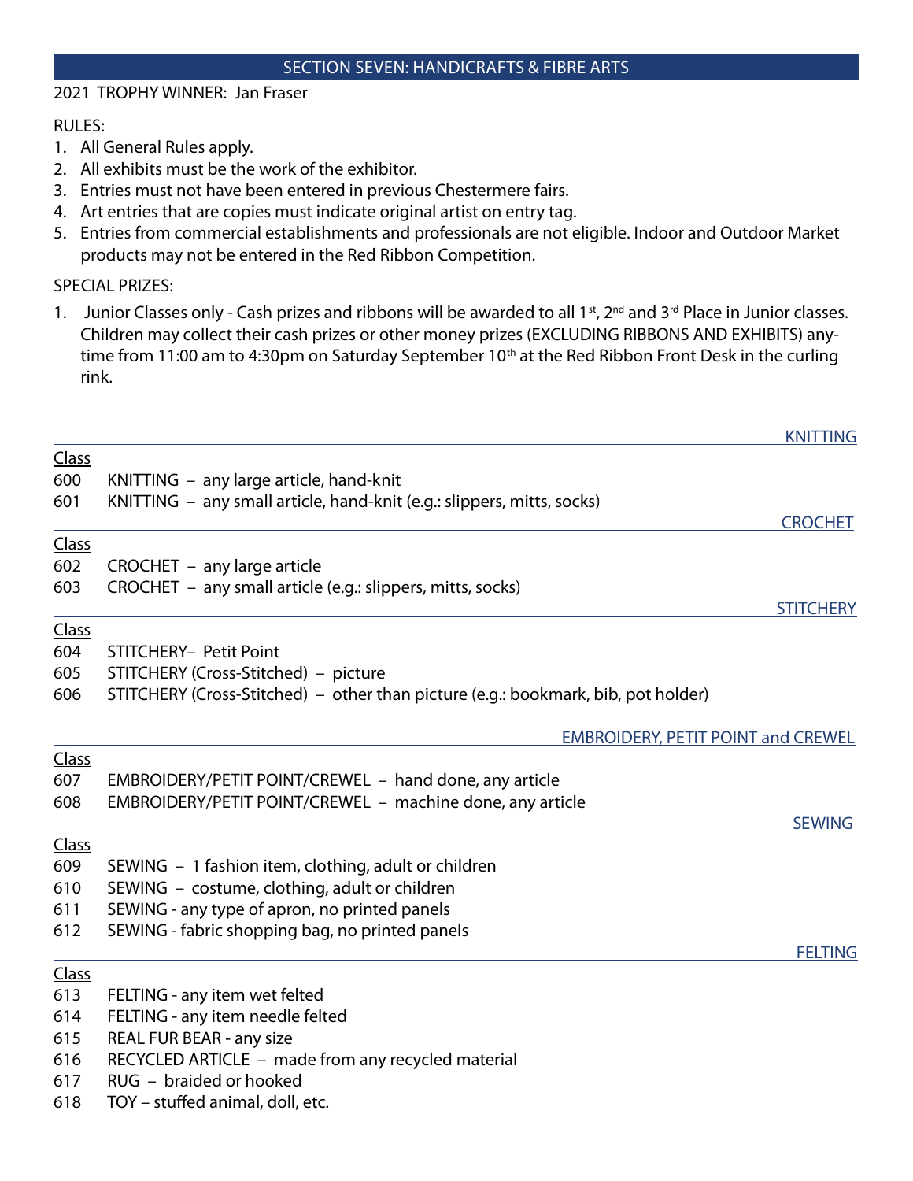# SECTION SEVEN: HANDICRAFTS & FIBRE ARTS

2021 TROPHY WINNER: Jan Fraser

RULES:

1. All General Rules apply.
2. All exhibits must be the work of the exhibitor.
3. Entries must not have been entered in previous Chestermere fairs.
4. Art entries that are copies must indicate original artist on entry tag.
5. Entries from commercial establishments and professionals are not eligible. Indoor and Outdoor Market products may not be entered in the Red Ribbon Competition.

SPECIAL PRIZES:

1. Junior Classes only - Cash prizes and ribbons will be awarded to all 1st, 2nd and 3rd Place in Junior classes. Children may collect their cash prizes or other money prizes (EXCLUDING RIBBONS AND EXHIBITS) anytime from 11:00 am to 4:30pm on Saturday September 10th at the Red Ribbon Front Desk in the curling rink.

## KNITTING

| Class | |
|---|---|
| 600 | KNITTING – any large article, hand-knit |
| 601 | KNITTING – any small article, hand-knit (e.g.: slippers, mitts, socks) |

## CROCHET

| Class | |
|---|---|
| 602 | CROCHET – any large article |
| 603 | CROCHET – any small article (e.g.: slippers, mitts, socks) |

## STITCHERY

| Class | |
|---|---|
| 604 | STITCHERY– Petit Point |
| 605 | STITCHERY (Cross-Stitched) – picture |
| 606 | STITCHERY (Cross-Stitched) – other than picture (e.g.: bookmark, bib, pot holder) |

## EMBROIDERY, PETIT POINT and CREWEL

| Class | |
|---|---|
| 607 | EMBROIDERY/PETIT POINT/CREWEL – hand done, any article |
| 608 | EMBROIDERY/PETIT POINT/CREWEL – machine done, any article |

## SEWING

| Class | |
|---|---|
| 609 | SEWING – 1 fashion item, clothing, adult or children |
| 610 | SEWING – costume, clothing, adult or children |
| 611 | SEWING - any type of apron, no printed panels |
| 612 | SEWING - fabric shopping bag, no printed panels |

## FELTING

| Class | |
|---|---|
| 613 | FELTING - any item wet felted |
| 614 | FELTING - any item needle felted |
| 615 | REAL FUR BEAR - any size |
| 616 | RECYCLED ARTICLE – made from any recycled material |
| 617 | RUG – braided or hooked |
| 618 | TOY – stuffed animal, doll, etc. |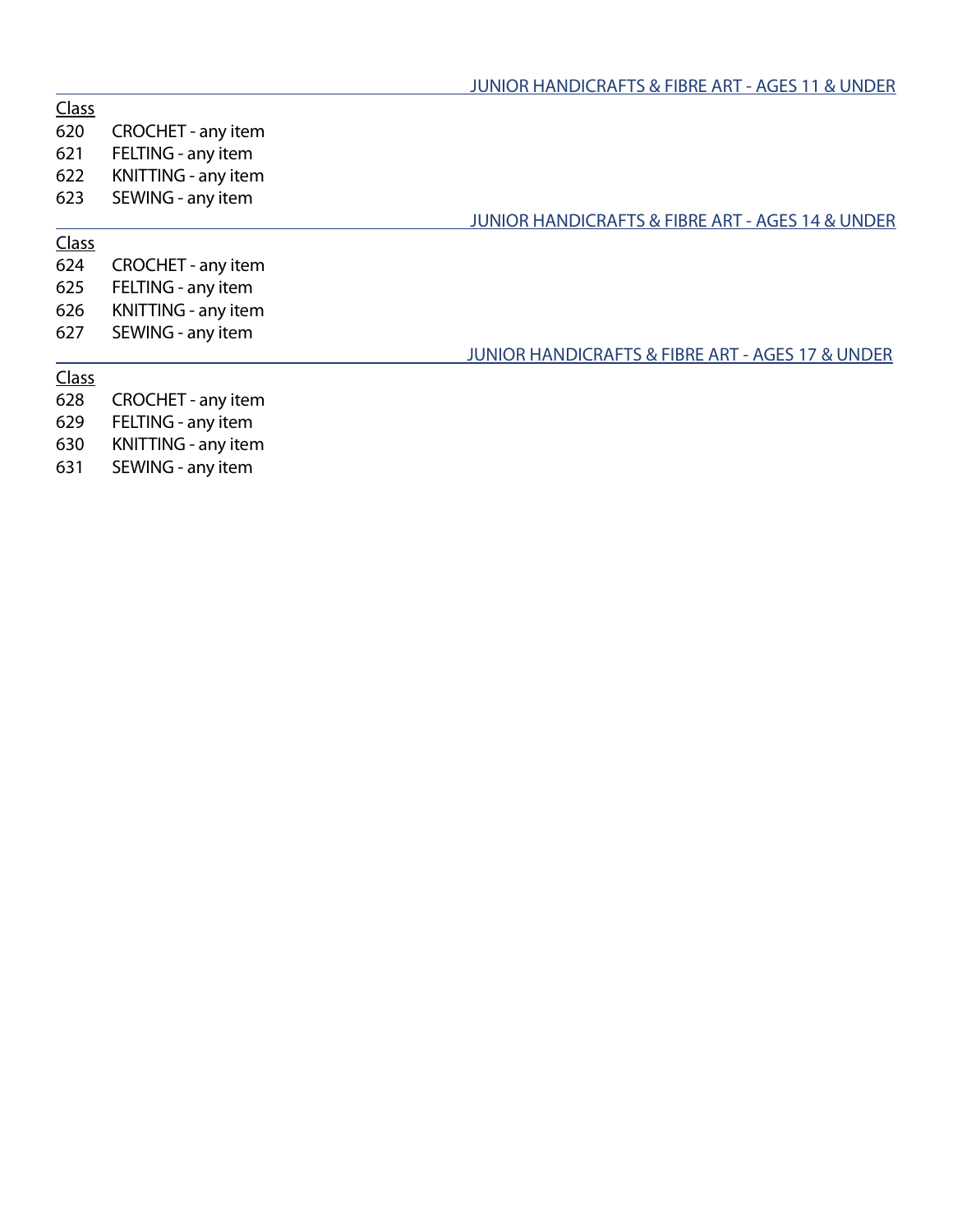## JUNIOR HANDICRAFTS & FIBRE ART - AGES 11 & UNDER

| Class | |
|---|---|
| 620 | CROCHET - any item |
| 621 | FELTING - any item |
| 622 | KNITTING - any item |
| 623 | SEWING - any item |

## JUNIOR HANDICRAFTS & FIBRE ART - AGES 14 & UNDER

| Class | |
|---|---|
| 624 | CROCHET - any item |
| 625 | FELTING - any item |
| 626 | KNITTING - any item |
| 627 | SEWING - any item |

## JUNIOR HANDICRAFTS & FIBRE ART - AGES 17 & UNDER

| Class | |
|---|---|
| 628 | CROCHET - any item |
| 629 | FELTING - any item |
| 630 | KNITTING - any item |
| 631 | SEWING - any item |